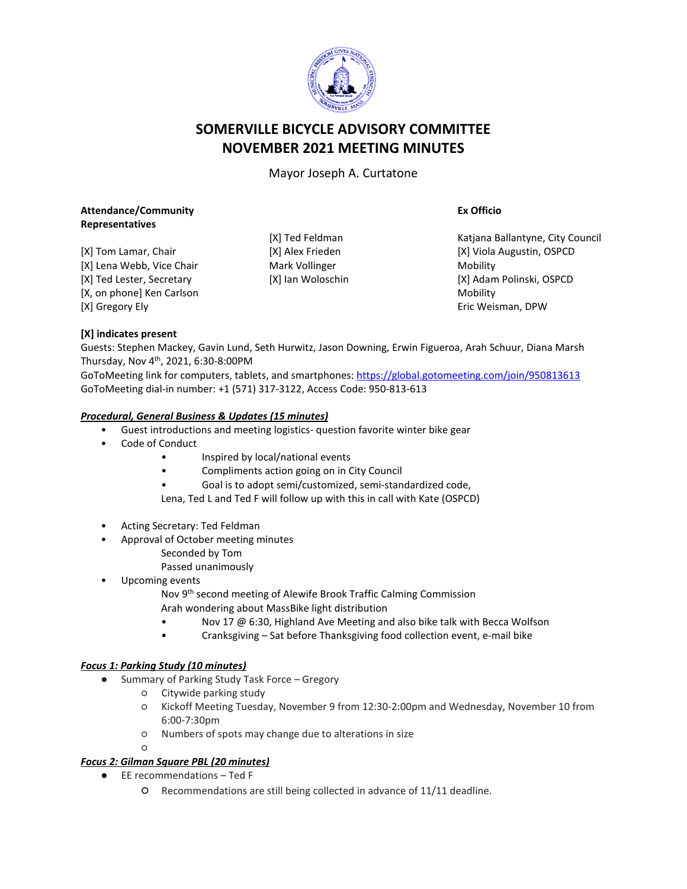# SOMERVILLE BICYCLE ADVISORY COMMITTEE
# NOVEMBER 2021 MEETING MINUTES

Mayor Joseph A. Curtatone

**Attendance/Community Representatives**

[X] Tom Lamar, Chair
[X] Lena Webb, Vice Chair
[X] Ted Lester, Secretary
[X, on phone] Ken Carlson
[X] Gregory Ely

[X] Ted Feldman
[X] Alex Frieden
Mark Vollinger
[X] Ian Woloschin

**Ex Officio**

Katjana Ballantyne, City Council
[X] Viola Augustin, OSPCD Mobility
[X] Adam Polinski, OSPCD Mobility
Eric Weisman, DPW

**[X] indicates present**

Guests: Stephen Mackey, Gavin Lund, Seth Hurwitz, Jason Downing, Erwin Figueroa, Arah Schuur, Diana Marsh
Thursday, Nov 4th, 2021, 6:30-8:00PM
GoToMeeting link for computers, tablets, and smartphones: https://global.gotomeeting.com/join/950813613
GoToMeeting dial-in number: +1 (571) 317-3122, Access Code: 950-813-613

***Procedural, General Business & Updates (15 minutes)***

- Guest introductions and meeting logistics- question favorite winter bike gear
- Code of Conduct
    - Inspired by local/national events
    - Compliments action going on in City Council
    - Goal is to adopt semi/customized, semi-standardized code,

  Lena, Ted L and Ted F will follow up with this in call with Kate (OSPCD)

- Acting Secretary: Ted Feldman
- Approval of October meeting minutes

  Seconded by Tom
  Passed unanimously
- Upcoming events

  Nov 9th second meeting of Alewife Brook Traffic Calming Commission
  Arah wondering about MassBike light distribution
    - Nov 17 @ 6:30, Highland Ave Meeting and also bike talk with Becca Wolfson
    - Cranksgiving – Sat before Thanksgiving food collection event, e-mail bike

***Focus 1: Parking Study (10 minutes)***

- Summary of Parking Study Task Force – Gregory
    - Citywide parking study
    - Kickoff Meeting Tuesday, November 9 from 12:30-2:00pm and Wednesday, November 10 from 6:00-7:30pm
    - Numbers of spots may change due to alterations in size
    -

***Focus 2: Gilman Square PBL (20 minutes)***

- EE recommendations – Ted F
    - Recommendations are still being collected in advance of 11/11 deadline.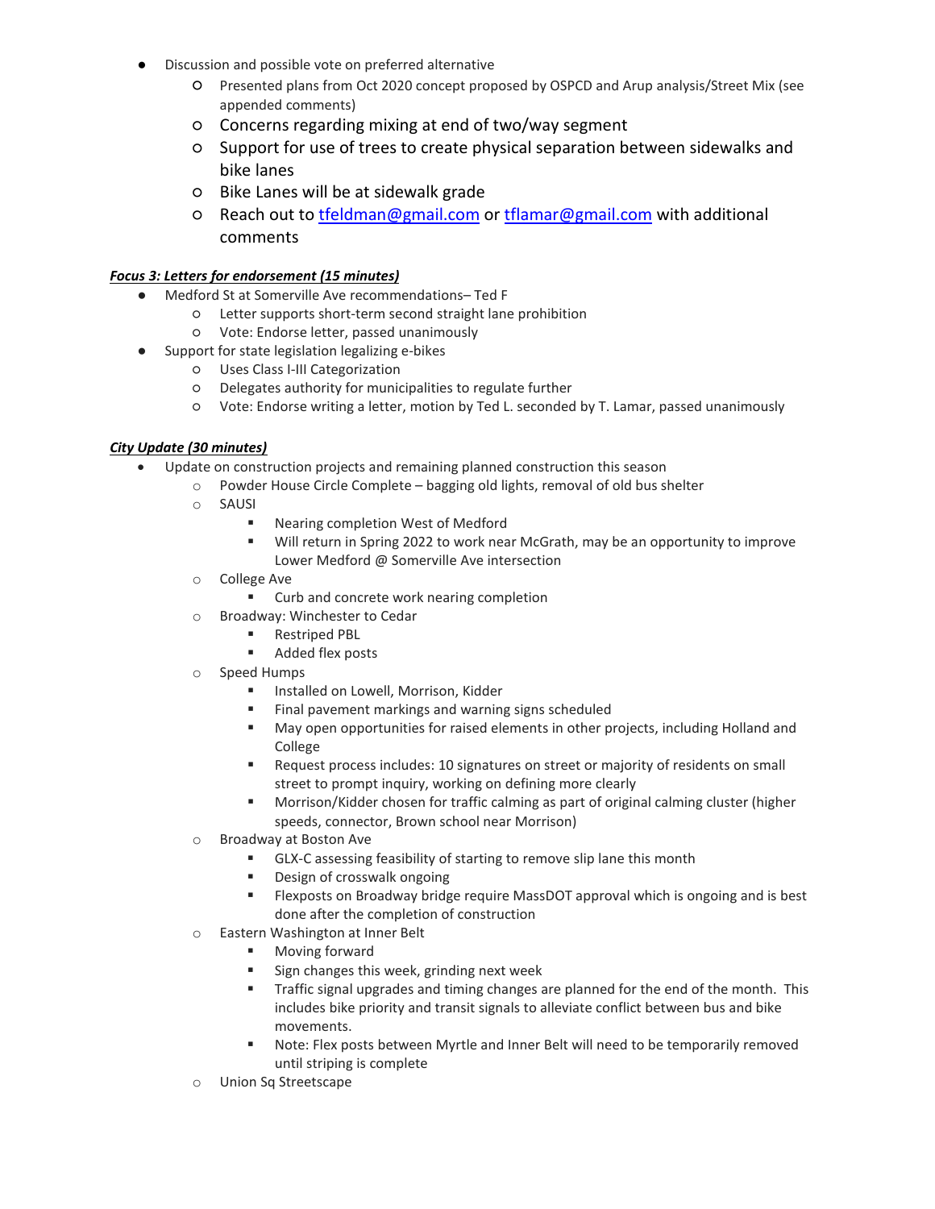- Discussion and possible vote on preferred alternative
    - Presented plans from Oct 2020 concept proposed by OSPCD and Arup analysis/Street Mix (see appended comments)
    - Concerns regarding mixing at end of two/way segment
    - Support for use of trees to create physical separation between sidewalks and bike lanes
    - Bike Lanes will be at sidewalk grade
    - Reach out to [tfeldman@gmail.com](mailto:tfeldman@gmail.com) or [tflamar@gmail.com](mailto:tflamar@gmail.com) with additional comments

***Focus 3: Letters for endorsement (15 minutes)***

- Medford St at Somerville Ave recommendations– Ted F
    - Letter supports short-term second straight lane prohibition
    - Vote: Endorse letter, passed unanimously
- Support for state legislation legalizing e-bikes
    - Uses Class I-III Categorization
    - Delegates authority for municipalities to regulate further
    - Vote: Endorse writing a letter, motion by Ted L. seconded by T. Lamar, passed unanimously

***City Update (30 minutes)***

- Update on construction projects and remaining planned construction this season
    - Powder House Circle Complete – bagging old lights, removal of old bus shelter
    - SAUSI
        - Nearing completion West of Medford
        - Will return in Spring 2022 to work near McGrath, may be an opportunity to improve Lower Medford @ Somerville Ave intersection
    - College Ave
        - Curb and concrete work nearing completion
    - Broadway: Winchester to Cedar
        - Restriped PBL
        - Added flex posts
    - Speed Humps
        - Installed on Lowell, Morrison, Kidder
        - Final pavement markings and warning signs scheduled
        - May open opportunities for raised elements in other projects, including Holland and College
        - Request process includes: 10 signatures on street or majority of residents on small street to prompt inquiry, working on defining more clearly
        - Morrison/Kidder chosen for traffic calming as part of original calming cluster (higher speeds, connector, Brown school near Morrison)
    - Broadway at Boston Ave
        - GLX-C assessing feasibility of starting to remove slip lane this month
        - Design of crosswalk ongoing
        - Flexposts on Broadway bridge require MassDOT approval which is ongoing and is best done after the completion of construction
    - Eastern Washington at Inner Belt
        - Moving forward
        - Sign changes this week, grinding next week
        - Traffic signal upgrades and timing changes are planned for the end of the month. This includes bike priority and transit signals to alleviate conflict between bus and bike movements.
        - Note: Flex posts between Myrtle and Inner Belt will need to be temporarily removed until striping is complete
    - Union Sq Streetscape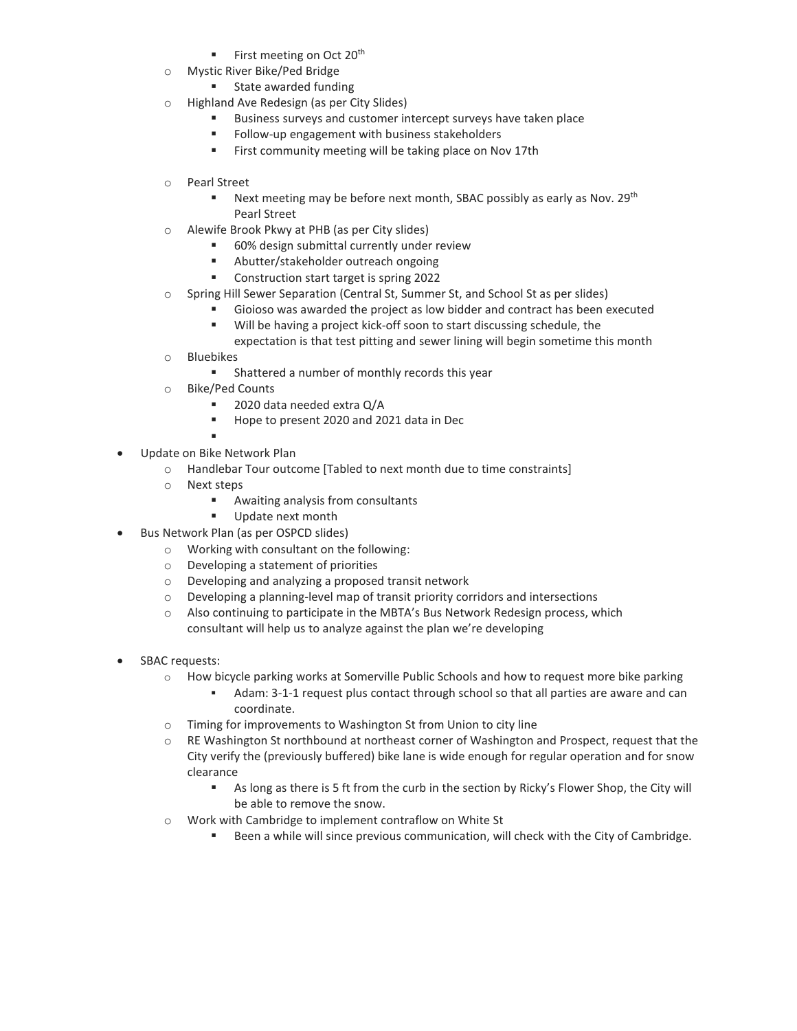- First meeting on Oct 20th
    - Mystic River Bike/Ped Bridge
        - State awarded funding
    - Highland Ave Redesign (as per City Slides)
        - Business surveys and customer intercept surveys have taken place
        - Follow-up engagement with business stakeholders
        - First community meeting will be taking place on Nov 17th

    - Pearl Street
        - Next meeting may be before next month, SBAC possibly as early as Nov. 29th Pearl Street
    - Alewife Brook Pkwy at PHB (as per City slides)
        - 60% design submittal currently under review
        - Abutter/stakeholder outreach ongoing
        - Construction start target is spring 2022
    - Spring Hill Sewer Separation (Central St, Summer St, and School St as per slides)
        - Gioioso was awarded the project as low bidder and contract has been executed
        - Will be having a project kick-off soon to start discussing schedule, the expectation is that test pitting and sewer lining will begin sometime this month
    - Bluebikes
        - Shattered a number of monthly records this year
    - Bike/Ped Counts
        - 2020 data needed extra Q/A
        - Hope to present 2020 and 2021 data in Dec
        -
- Update on Bike Network Plan
    - Handlebar Tour outcome [Tabled to next month due to time constraints]
    - Next steps
        - Awaiting analysis from consultants
        - Update next month
- Bus Network Plan (as per OSPCD slides)
    - Working with consultant on the following:
    - Developing a statement of priorities
    - Developing and analyzing a proposed transit network
    - Developing a planning-level map of transit priority corridors and intersections
    - Also continuing to participate in the MBTA's Bus Network Redesign process, which consultant will help us to analyze against the plan we're developing

- SBAC requests:
    - How bicycle parking works at Somerville Public Schools and how to request more bike parking
        - Adam: 3-1-1 request plus contact through school so that all parties are aware and can coordinate.
    - Timing for improvements to Washington St from Union to city line
    - RE Washington St northbound at northeast corner of Washington and Prospect, request that the City verify the (previously buffered) bike lane is wide enough for regular operation and for snow clearance
        - As long as there is 5 ft from the curb in the section by Ricky's Flower Shop, the City will be able to remove the snow.
    - Work with Cambridge to implement contraflow on White St
        - Been a while will since previous communication, will check with the City of Cambridge.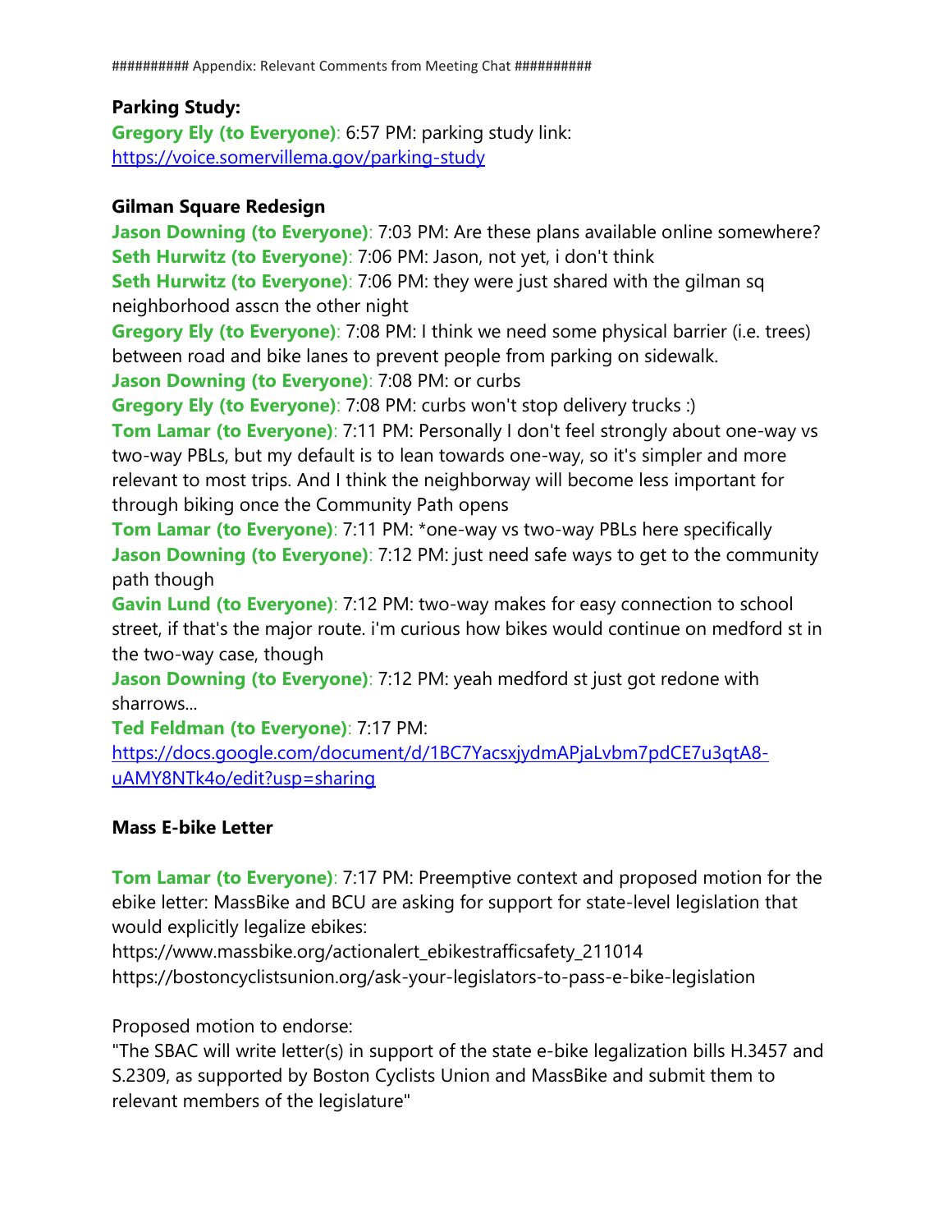########## Appendix: Relevant Comments from Meeting Chat ##########

**Parking Study:**

**Gregory Ely (to Everyone)**: 6:57 PM: parking study link: [https://voice.somervillema.gov/parking-study](https://voice.somervillema.gov/parking-study)

**Gilman Square Redesign**

**Jason Downing (to Everyone)**: 7:03 PM: Are these plans available online somewhere?
**Seth Hurwitz (to Everyone)**: 7:06 PM: Jason, not yet, i don't think
**Seth Hurwitz (to Everyone)**: 7:06 PM: they were just shared with the gilman sq neighborhood asscn the other night
**Gregory Ely (to Everyone)**: 7:08 PM: I think we need some physical barrier (i.e. trees) between road and bike lanes to prevent people from parking on sidewalk.
**Jason Downing (to Everyone)**: 7:08 PM: or curbs
**Gregory Ely (to Everyone)**: 7:08 PM: curbs won't stop delivery trucks :)
**Tom Lamar (to Everyone)**: 7:11 PM: Personally I don't feel strongly about one-way vs two-way PBLs, but my default is to lean towards one-way, so it's simpler and more relevant to most trips. And I think the neighborway will become less important for through biking once the Community Path opens
**Tom Lamar (to Everyone)**: 7:11 PM: *one-way vs two-way PBLs here specifically
**Jason Downing (to Everyone)**: 7:12 PM: just need safe ways to get to the community path though
**Gavin Lund (to Everyone)**: 7:12 PM: two-way makes for easy connection to school street, if that's the major route. i'm curious how bikes would continue on medford st in the two-way case, though
**Jason Downing (to Everyone)**: 7:12 PM: yeah medford st just got redone with sharrows...
**Ted Feldman (to Everyone)**: 7:17 PM: [https://docs.google.com/document/d/1BC7YacsxjydmAPjaLvbm7pdCE7u3qtA8-uAMY8NTk4o/edit?usp=sharing](https://docs.google.com/document/d/1BC7YacsxjydmAPjaLvbm7pdCE7u3qtA8-uAMY8NTk4o/edit?usp=sharing)

**Mass E-bike Letter**

**Tom Lamar (to Everyone)**: 7:17 PM: Preemptive context and proposed motion for the ebike letter: MassBike and BCU are asking for support for state-level legislation that would explicitly legalize ebikes:
https://www.massbike.org/actionalert_ebikestrafficsafety_211014
https://bostoncyclistsunion.org/ask-your-legislators-to-pass-e-bike-legislation

Proposed motion to endorse:
"The SBAC will write letter(s) in support of the state e-bike legalization bills H.3457 and S.2309, as supported by Boston Cyclists Union and MassBike and submit them to relevant members of the legislature"